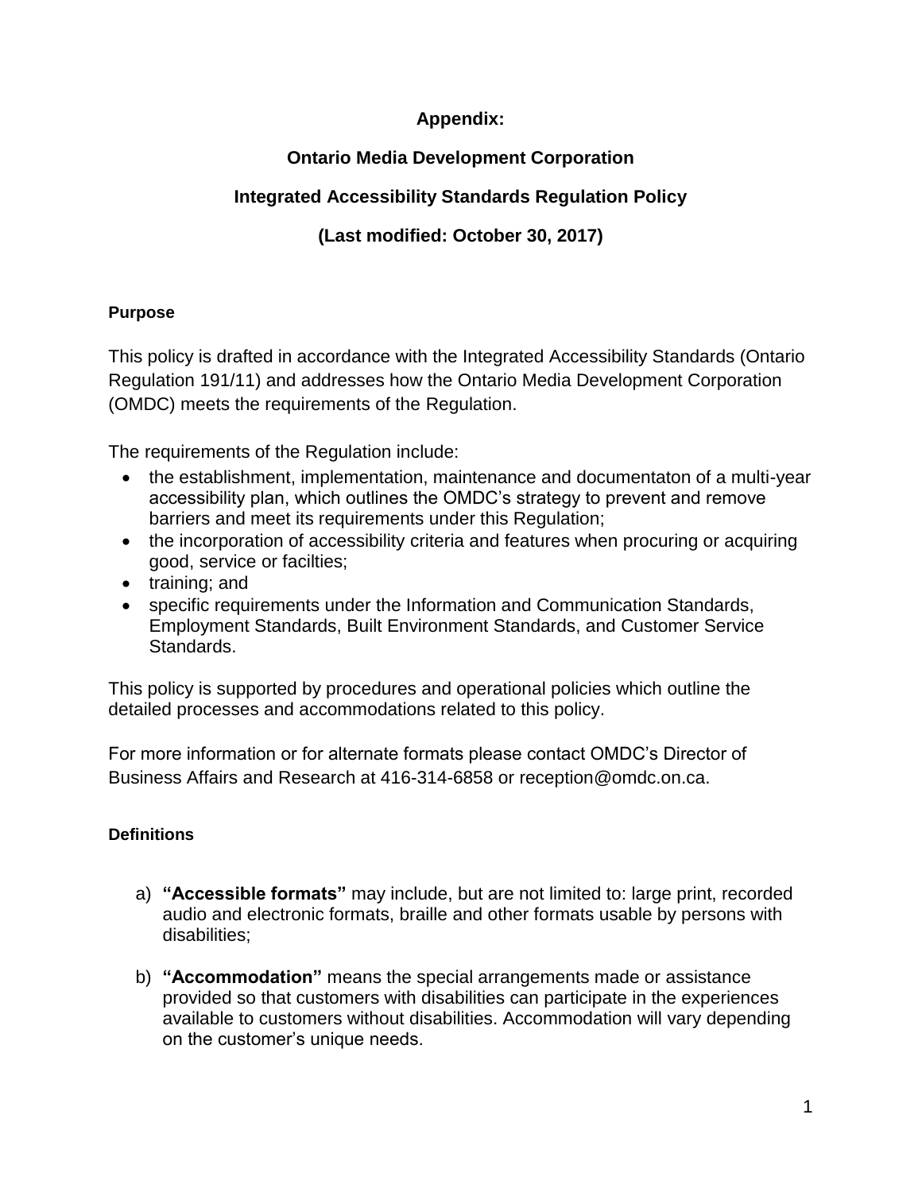**Appendix:**

**Ontario Media Development Corporation**

**Integrated Accessibility Standards Regulation Policy**

**(Last modified: October 30, 2017)**

#### Purpose

This policy is drafted in accordance with the Integrated Accessibility Standards (Ontario Regulation 191/11) and addresses how the Ontario Media Development Corporation (OMDC) meets the requirements of the Regulation.

The requirements of the Regulation include:

- the establishment, implementation, maintenance and documentaton of a multi-year accessibility plan, which outlines the OMDC's strategy to prevent and remove barriers and meet its requirements under this Regulation;
- the incorporation of accessibility criteria and features when procuring or acquiring good, service or facilties;
- training; and
- specific requirements under the Information and Communication Standards, Employment Standards, Built Environment Standards, and Customer Service Standards.

This policy is supported by procedures and operational policies which outline the detailed processes and accommodations related to this policy.

For more information or for alternate formats please contact OMDC's Director of Business Affairs and Research at 416-314-6858 or reception@omdc.on.ca.

#### Definitions

a) **"Accessible formats"** may include, but are not limited to: large print, recorded audio and electronic formats, braille and other formats usable by persons with disabilities;

b) **"Accommodation"** means the special arrangements made or assistance provided so that customers with disabilities can participate in the experiences available to customers without disabilities. Accommodation will vary depending on the customer's unique needs.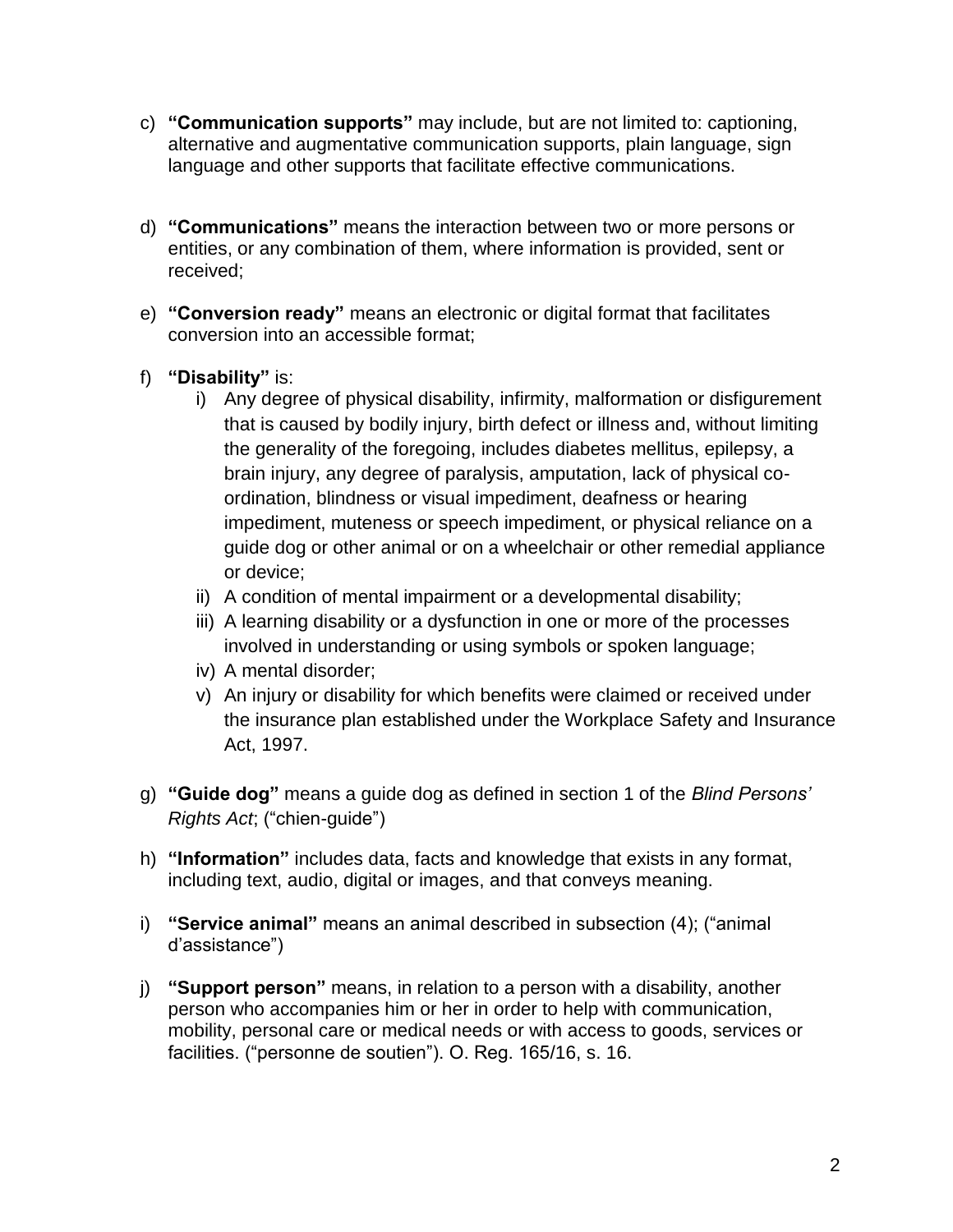c) **"Communication supports"** may include, but are not limited to: captioning, alternative and augmentative communication supports, plain language, sign language and other supports that facilitate effective communications.

d) **"Communications"** means the interaction between two or more persons or entities, or any combination of them, where information is provided, sent or received;

e) **"Conversion ready"** means an electronic or digital format that facilitates conversion into an accessible format;

f) **"Disability"** is:
   i) Any degree of physical disability, infirmity, malformation or disfigurement that is caused by bodily injury, birth defect or illness and, without limiting the generality of the foregoing, includes diabetes mellitus, epilepsy, a brain injury, any degree of paralysis, amputation, lack of physical co-ordination, blindness or visual impediment, deafness or hearing impediment, muteness or speech impediment, or physical reliance on a guide dog or other animal or on a wheelchair or other remedial appliance or device;
   ii) A condition of mental impairment or a developmental disability;
   iii) A learning disability or a dysfunction in one or more of the processes involved in understanding or using symbols or spoken language;
   iv) A mental disorder;
   v) An injury or disability for which benefits were claimed or received under the insurance plan established under the Workplace Safety and Insurance Act, 1997.

g) **"Guide dog"** means a guide dog as defined in section 1 of the *Blind Persons' Rights Act*; ("chien-guide")

h) **"Information"** includes data, facts and knowledge that exists in any format, including text, audio, digital or images, and that conveys meaning.

i) **"Service animal"** means an animal described in subsection (4); ("animal d'assistance")

j) **"Support person"** means, in relation to a person with a disability, another person who accompanies him or her in order to help with communication, mobility, personal care or medical needs or with access to goods, services or facilities. ("personne de soutien"). O. Reg. 165/16, s. 16.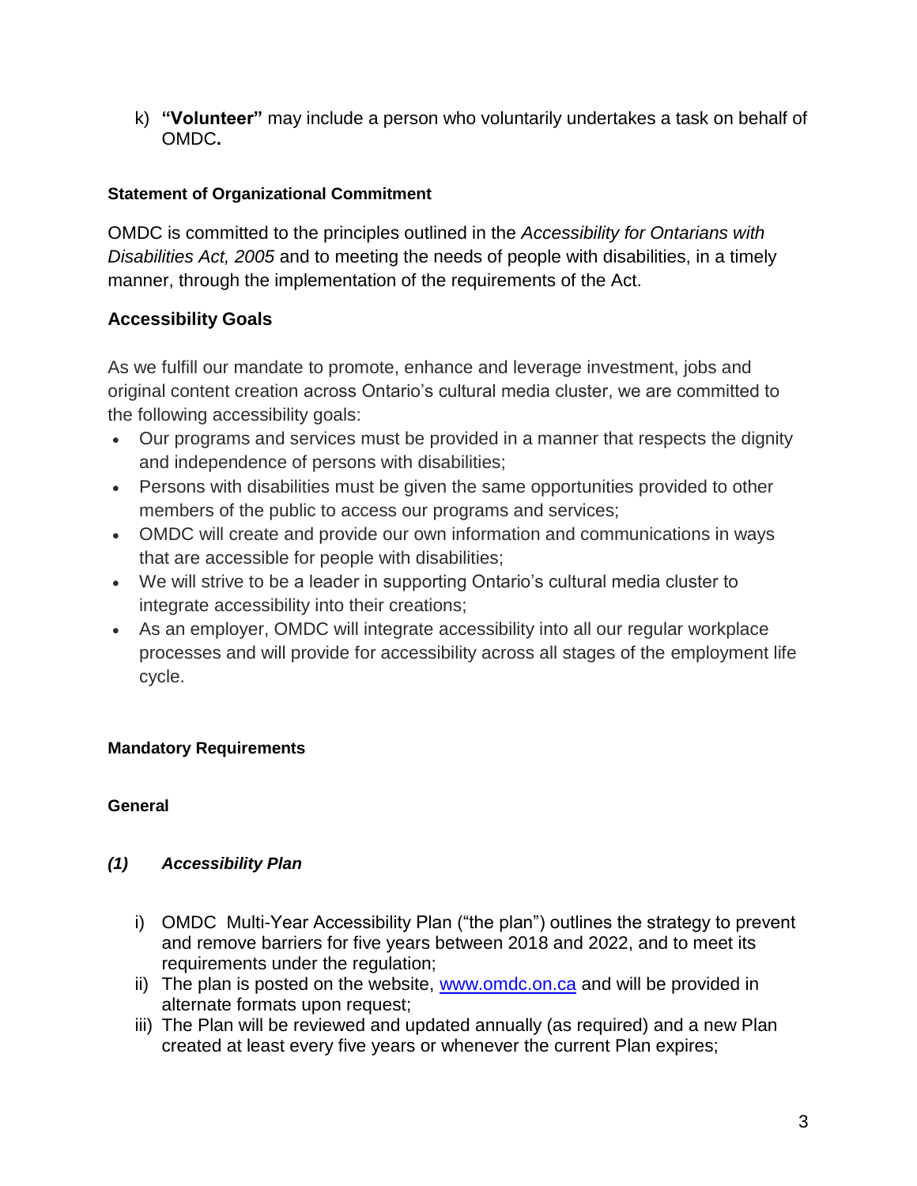k) **"Volunteer"** may include a person who voluntarily undertakes a task on behalf of OMDC**.**

**Statement of Organizational Commitment**

OMDC is committed to the principles outlined in the *Accessibility for Ontarians with Disabilities Act, 2005* and to meeting the needs of people with disabilities, in a timely manner, through the implementation of the requirements of the Act.

## Accessibility Goals

As we fulfill our mandate to promote, enhance and leverage investment, jobs and original content creation across Ontario's cultural media cluster, we are committed to the following accessibility goals:

- Our programs and services must be provided in a manner that respects the dignity and independence of persons with disabilities;
- Persons with disabilities must be given the same opportunities provided to other members of the public to access our programs and services;
- OMDC will create and provide our own information and communications in ways that are accessible for people with disabilities;
- We will strive to be a leader in supporting Ontario's cultural media cluster to integrate accessibility into their creations;
- As an employer, OMDC will integrate accessibility into all our regular workplace processes and will provide for accessibility across all stages of the employment life cycle.

**Mandatory Requirements**

**General**

***(1) Accessibility Plan***

i) OMDC Multi-Year Accessibility Plan ("the plan") outlines the strategy to prevent and remove barriers for five years between 2018 and 2022, and to meet its requirements under the regulation;
ii) The plan is posted on the website, [www.omdc.on.ca](www.omdc.on.ca) and will be provided in alternate formats upon request;
iii) The Plan will be reviewed and updated annually (as required) and a new Plan created at least every five years or whenever the current Plan expires;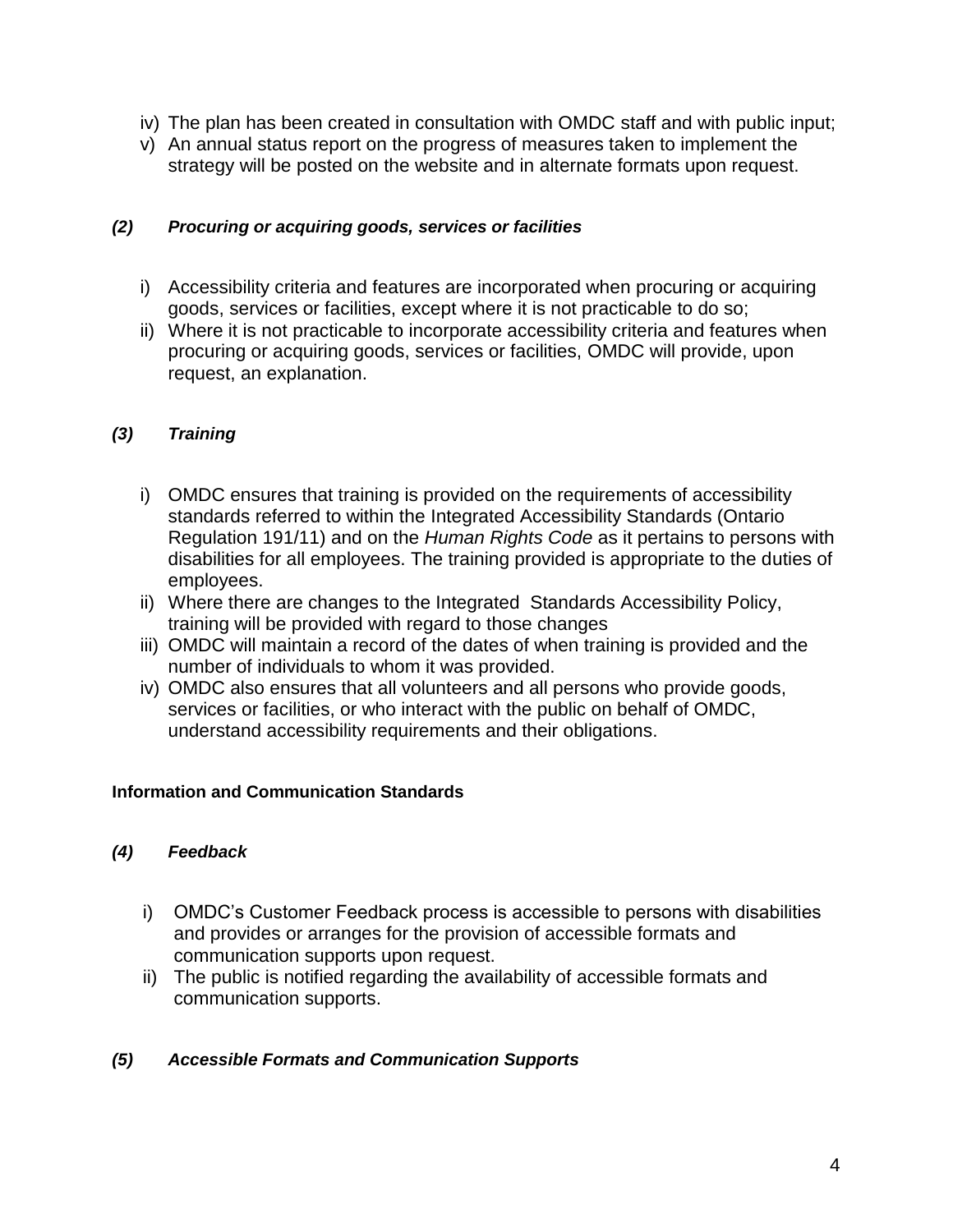iv) The plan has been created in consultation with OMDC staff and with public input;

v) An annual status report on the progress of measures taken to implement the strategy will be posted on the website and in alternate formats upon request.

***(2) Procuring or acquiring goods, services or facilities***

i) Accessibility criteria and features are incorporated when procuring or acquiring goods, services or facilities, except where it is not practicable to do so;

ii) Where it is not practicable to incorporate accessibility criteria and features when procuring or acquiring goods, services or facilities, OMDC will provide, upon request, an explanation.

***(3) Training***

i) OMDC ensures that training is provided on the requirements of accessibility standards referred to within the Integrated Accessibility Standards (Ontario Regulation 191/11) and on the *Human Rights Code* as it pertains to persons with disabilities for all employees. The training provided is appropriate to the duties of employees.

ii) Where there are changes to the Integrated Standards Accessibility Policy, training will be provided with regard to those changes

iii) OMDC will maintain a record of the dates of when training is provided and the number of individuals to whom it was provided.

iv) OMDC also ensures that all volunteers and all persons who provide goods, services or facilities, or who interact with the public on behalf of OMDC, understand accessibility requirements and their obligations.

**Information and Communication Standards**

***(4) Feedback***

i) OMDC's Customer Feedback process is accessible to persons with disabilities and provides or arranges for the provision of accessible formats and communication supports upon request.

ii) The public is notified regarding the availability of accessible formats and communication supports.

***(5) Accessible Formats and Communication Supports***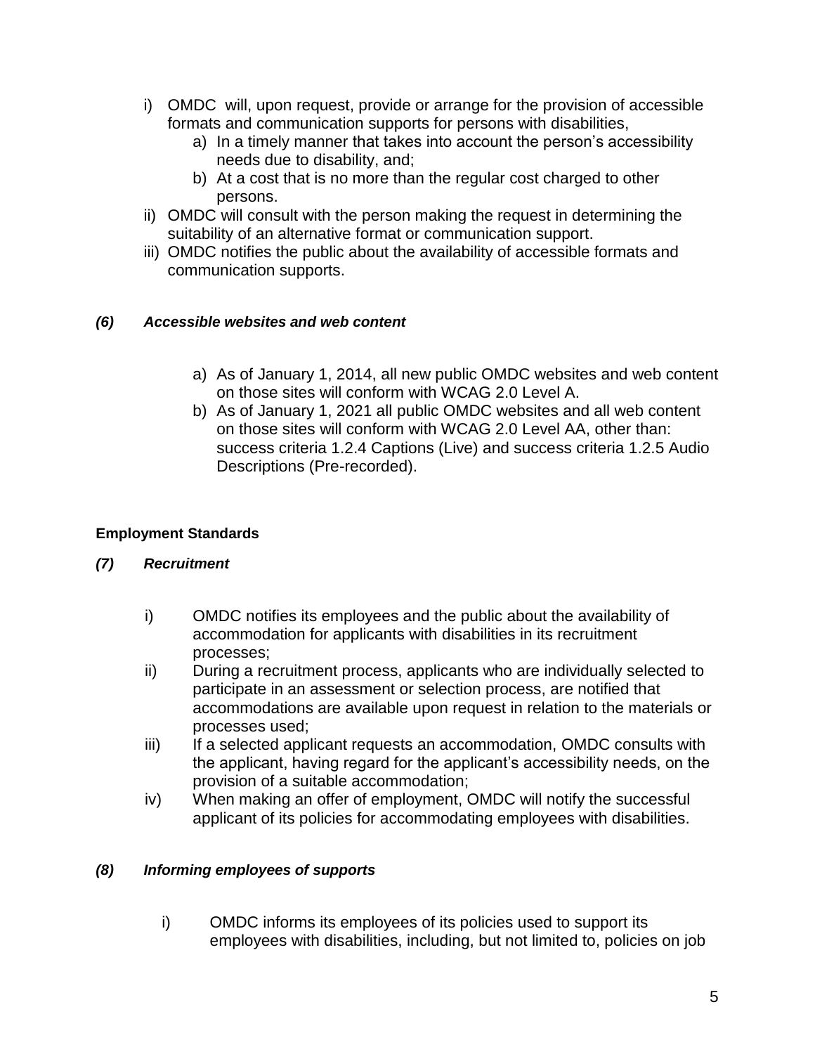i) OMDC will, upon request, provide or arrange for the provision of accessible formats and communication supports for persons with disabilities,
   a) In a timely manner that takes into account the person's accessibility needs due to disability, and;
   b) At a cost that is no more than the regular cost charged to other persons.
ii) OMDC will consult with the person making the request in determining the suitability of an alternative format or communication support.
iii) OMDC notifies the public about the availability of accessible formats and communication supports.

### *(6) Accessible websites and web content*

a) As of January 1, 2014, all new public OMDC websites and web content on those sites will conform with WCAG 2.0 Level A.
b) As of January 1, 2021 all public OMDC websites and all web content on those sites will conform with WCAG 2.0 Level AA, other than: success criteria 1.2.4 Captions (Live) and success criteria 1.2.5 Audio Descriptions (Pre-recorded).

## Employment Standards

### *(7) Recruitment*

i) OMDC notifies its employees and the public about the availability of accommodation for applicants with disabilities in its recruitment processes;
ii) During a recruitment process, applicants who are individually selected to participate in an assessment or selection process, are notified that accommodations are available upon request in relation to the materials or processes used;
iii) If a selected applicant requests an accommodation, OMDC consults with the applicant, having regard for the applicant's accessibility needs, on the provision of a suitable accommodation;
iv) When making an offer of employment, OMDC will notify the successful applicant of its policies for accommodating employees with disabilities.

### *(8) Informing employees of supports*

i) OMDC informs its employees of its policies used to support its employees with disabilities, including, but not limited to, policies on job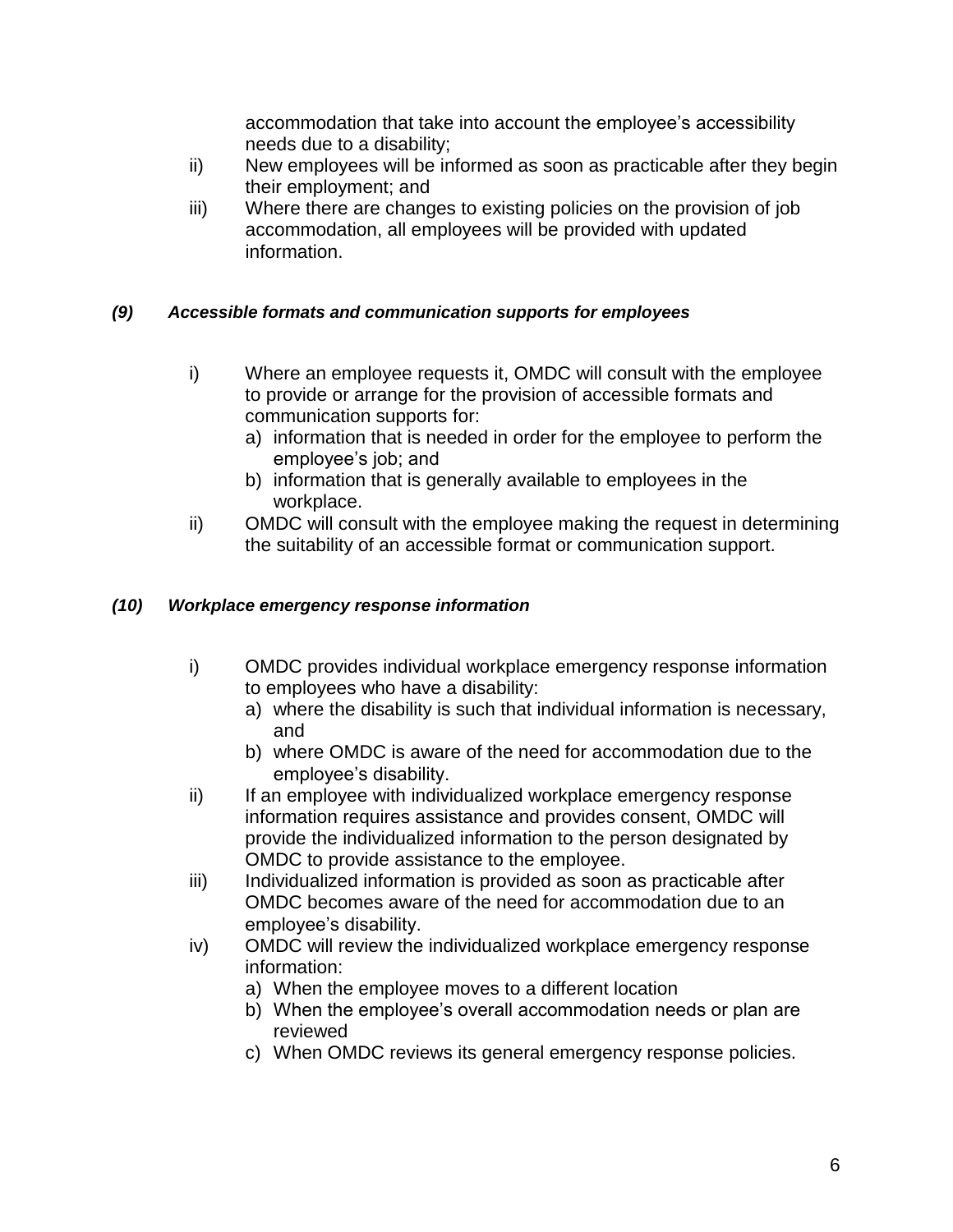accommodation that take into account the employee's accessibility needs due to a disability;

ii) New employees will be informed as soon as practicable after they begin their employment; and

iii) Where there are changes to existing policies on the provision of job accommodation, all employees will be provided with updated information.

### *(9) Accessible formats and communication supports for employees*

i) Where an employee requests it, OMDC will consult with the employee to provide or arrange for the provision of accessible formats and communication supports for:
   a) information that is needed in order for the employee to perform the employee's job; and
   b) information that is generally available to employees in the workplace.

ii) OMDC will consult with the employee making the request in determining the suitability of an accessible format or communication support.

### *(10) Workplace emergency response information*

i) OMDC provides individual workplace emergency response information to employees who have a disability:
   a) where the disability is such that individual information is necessary, and
   b) where OMDC is aware of the need for accommodation due to the employee's disability.

ii) If an employee with individualized workplace emergency response information requires assistance and provides consent, OMDC will provide the individualized information to the person designated by OMDC to provide assistance to the employee.

iii) Individualized information is provided as soon as practicable after OMDC becomes aware of the need for accommodation due to an employee's disability.

iv) OMDC will review the individualized workplace emergency response information:
   a) When the employee moves to a different location
   b) When the employee's overall accommodation needs or plan are reviewed
   c) When OMDC reviews its general emergency response policies.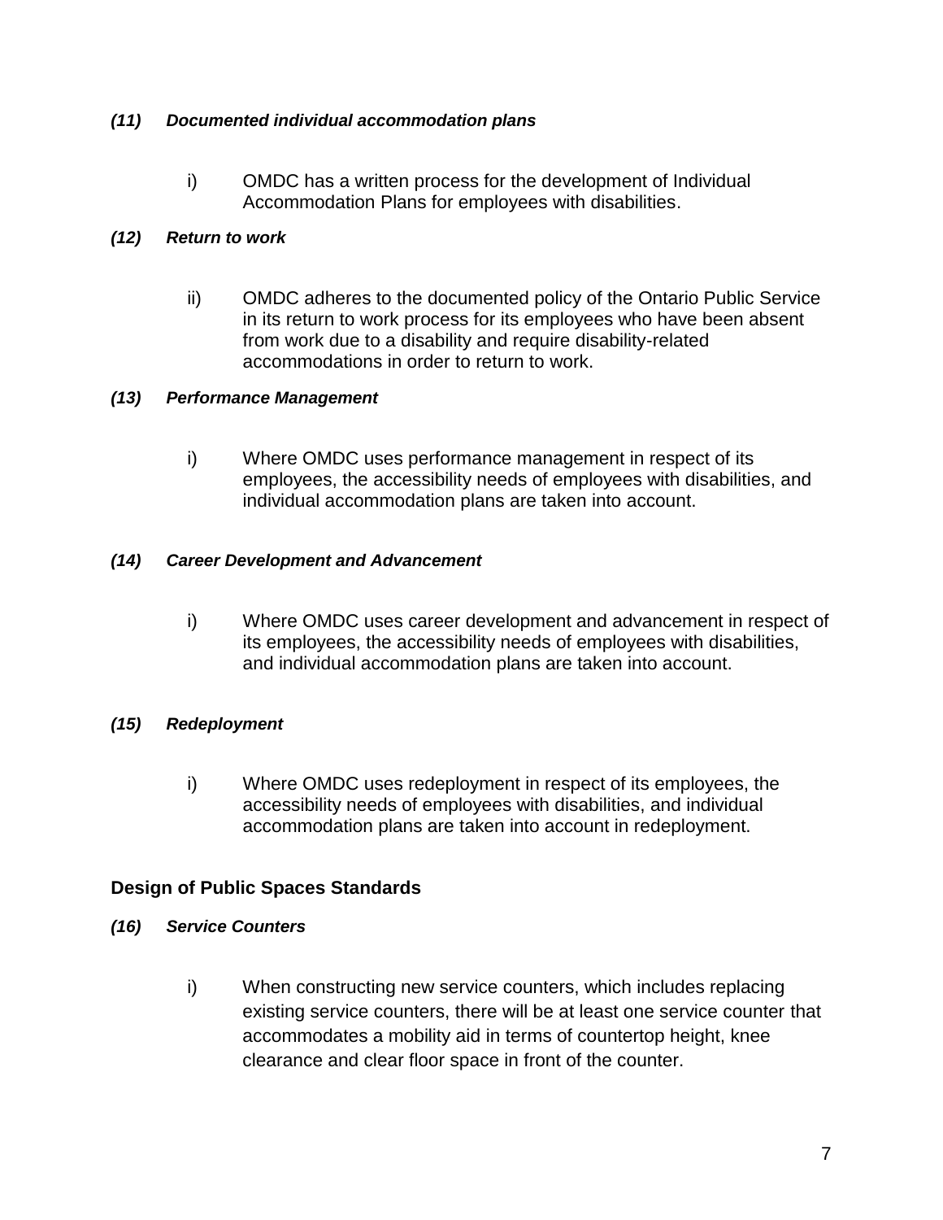***(11) Documented individual accommodation plans***

i) OMDC has a written process for the development of Individual Accommodation Plans for employees with disabilities.

***(12) Return to work***

ii) OMDC adheres to the documented policy of the Ontario Public Service in its return to work process for its employees who have been absent from work due to a disability and require disability-related accommodations in order to return to work.

***(13) Performance Management***

i) Where OMDC uses performance management in respect of its employees, the accessibility needs of employees with disabilities, and individual accommodation plans are taken into account.

***(14) Career Development and Advancement***

i) Where OMDC uses career development and advancement in respect of its employees, the accessibility needs of employees with disabilities, and individual accommodation plans are taken into account.

***(15) Redeployment***

i) Where OMDC uses redeployment in respect of its employees, the accessibility needs of employees with disabilities, and individual accommodation plans are taken into account in redeployment.

## Design of Public Spaces Standards

***(16) Service Counters***

i) When constructing new service counters, which includes replacing existing service counters, there will be at least one service counter that accommodates a mobility aid in terms of countertop height, knee clearance and clear floor space in front of the counter.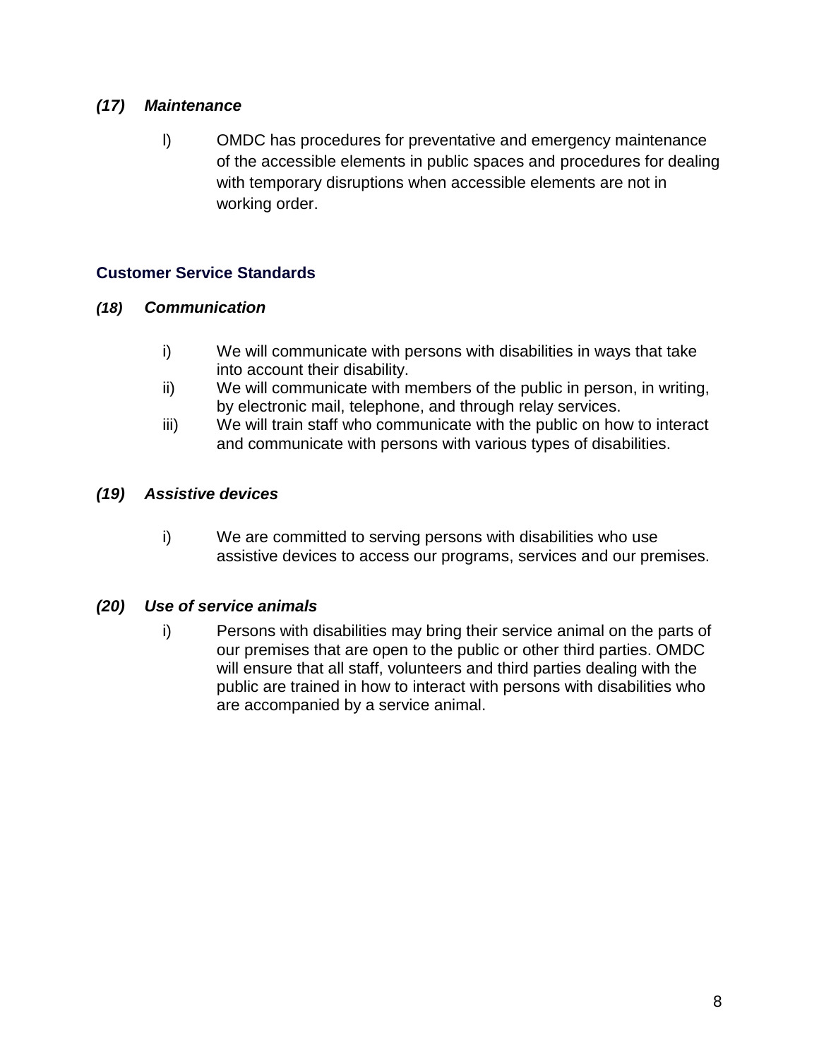***(17) Maintenance***

l) OMDC has procedures for preventative and emergency maintenance of the accessible elements in public spaces and procedures for dealing with temporary disruptions when accessible elements are not in working order.

## Customer Service Standards

***(18) Communication***

i) We will communicate with persons with disabilities in ways that take into account their disability.

ii) We will communicate with members of the public in person, in writing, by electronic mail, telephone, and through relay services.

iii) We will train staff who communicate with the public on how to interact and communicate with persons with various types of disabilities.

***(19) Assistive devices***

i) We are committed to serving persons with disabilities who use assistive devices to access our programs, services and our premises.

***(20) Use of service animals***

i) Persons with disabilities may bring their service animal on the parts of our premises that are open to the public or other third parties. OMDC will ensure that all staff, volunteers and third parties dealing with the public are trained in how to interact with persons with disabilities who are accompanied by a service animal.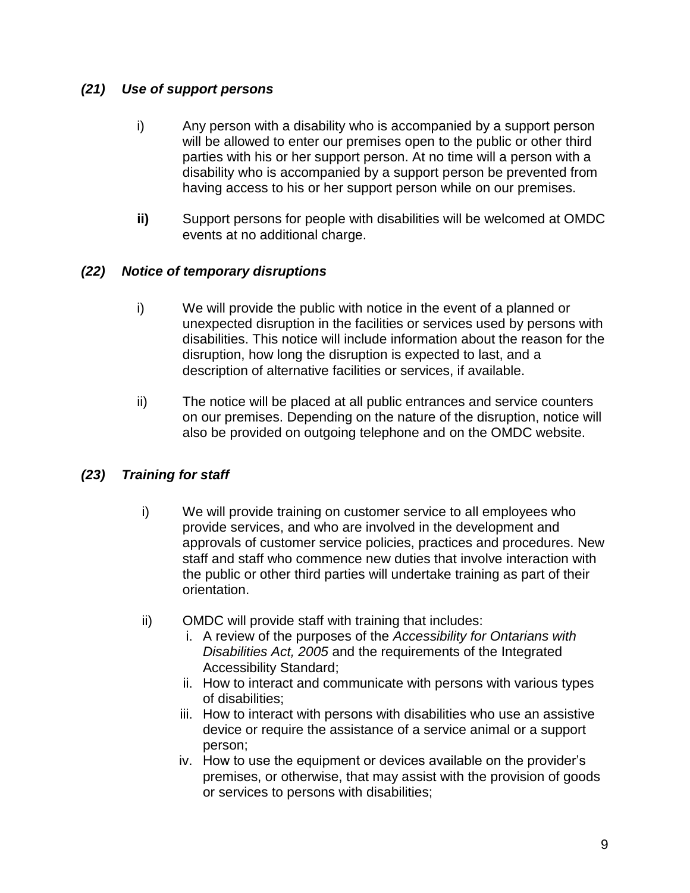### *(21) Use of support persons*

i) Any person with a disability who is accompanied by a support person will be allowed to enter our premises open to the public or other third parties with his or her support person. At no time will a person with a disability who is accompanied by a support person be prevented from having access to his or her support person while on our premises.

**ii)** Support persons for people with disabilities will be welcomed at OMDC events at no additional charge.

### *(22) Notice of temporary disruptions*

i) We will provide the public with notice in the event of a planned or unexpected disruption in the facilities or services used by persons with disabilities. This notice will include information about the reason for the disruption, how long the disruption is expected to last, and a description of alternative facilities or services, if available.

ii) The notice will be placed at all public entrances and service counters on our premises. Depending on the nature of the disruption, notice will also be provided on outgoing telephone and on the OMDC website.

### *(23) Training for staff*

i) We will provide training on customer service to all employees who provide services, and who are involved in the development and approvals of customer service policies, practices and procedures. New staff and staff who commence new duties that involve interaction with the public or other third parties will undertake training as part of their orientation.

ii) OMDC will provide staff with training that includes:

i. A review of the purposes of the *Accessibility for Ontarians with Disabilities Act, 2005* and the requirements of the Integrated Accessibility Standard;
ii. How to interact and communicate with persons with various types of disabilities;
iii. How to interact with persons with disabilities who use an assistive device or require the assistance of a service animal or a support person;
iv. How to use the equipment or devices available on the provider's premises, or otherwise, that may assist with the provision of goods or services to persons with disabilities;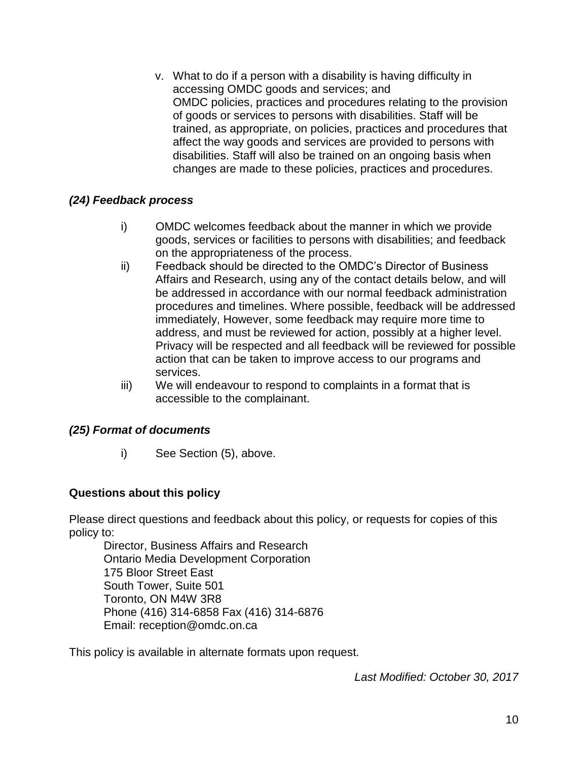v. What to do if a person with a disability is having difficulty in accessing OMDC goods and services; and
OMDC policies, practices and procedures relating to the provision of goods or services to persons with disabilities. Staff will be trained, as appropriate, on policies, practices and procedures that affect the way goods and services are provided to persons with disabilities. Staff will also be trained on an ongoing basis when changes are made to these policies, practices and procedures.

### *(24) Feedback process*

i) OMDC welcomes feedback about the manner in which we provide goods, services or facilities to persons with disabilities; and feedback on the appropriateness of the process.

ii) Feedback should be directed to the OMDC's Director of Business Affairs and Research, using any of the contact details below, and will be addressed in accordance with our normal feedback administration procedures and timelines. Where possible, feedback will be addressed immediately, However, some feedback may require more time to address, and must be reviewed for action, possibly at a higher level. Privacy will be respected and all feedback will be reviewed for possible action that can be taken to improve access to our programs and services.

iii) We will endeavour to respond to complaints in a format that is accessible to the complainant.

### *(25) Format of documents*

i) See Section (5), above.

### Questions about this policy

Please direct questions and feedback about this policy, or requests for copies of this policy to:

Director, Business Affairs and Research
Ontario Media Development Corporation
175 Bloor Street East
South Tower, Suite 501
Toronto, ON M4W 3R8
Phone (416) 314-6858 Fax (416) 314-6876
Email: reception@omdc.on.ca

This policy is available in alternate formats upon request.

*Last Modified: October 30, 2017*